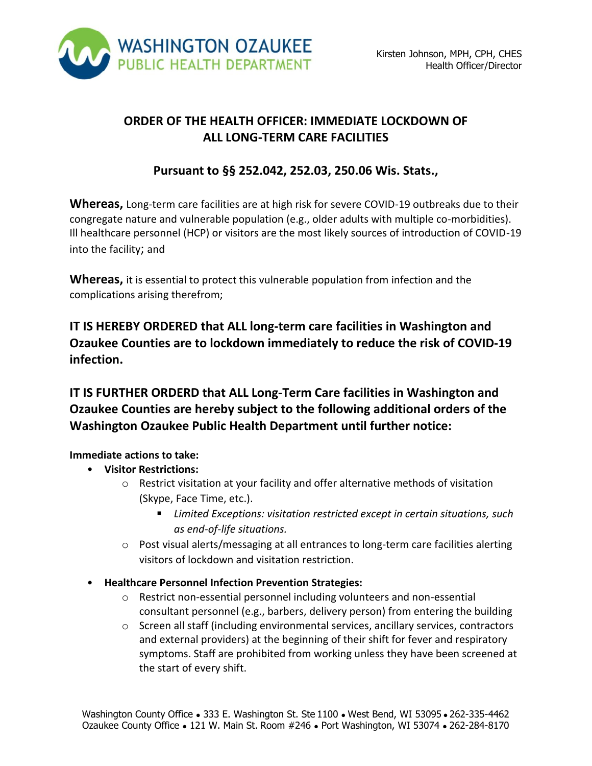WASHINGTON OZAUKEE
PUBLIC HEALTH DEPARTMENT

Kirsten Johnson, MPH, CPH, CHES
Health Officer/Director

## ORDER OF THE HEALTH OFFICER: IMMEDIATE LOCKDOWN OF ALL LONG-TERM CARE FACILITIES

### Pursuant to §§ 252.042, 252.03, 250.06 Wis. Stats.,

**Whereas,** Long-term care facilities are at high risk for severe COVID-19 outbreaks due to their congregate nature and vulnerable population (e.g., older adults with multiple co-morbidities). Ill healthcare personnel (HCP) or visitors are the most likely sources of introduction of COVID-19 into the facility; and

**Whereas,** it is essential to protect this vulnerable population from infection and the complications arising therefrom;

**IT IS HEREBY ORDERED that ALL long-term care facilities in Washington and Ozaukee Counties are to lockdown immediately to reduce the risk of COVID-19 infection.**

**IT IS FURTHER ORDERD that ALL Long-Term Care facilities in Washington and Ozaukee Counties are hereby subject to the following additional orders of the Washington Ozaukee Public Health Department until further notice:**

**Immediate actions to take:**

- **Visitor Restrictions:**
  - Restrict visitation at your facility and offer alternative methods of visitation (Skype, Face Time, etc.).
    - *Limited Exceptions: visitation restricted except in certain situations, such as end-of-life situations.*
  - Post visual alerts/messaging at all entrances to long-term care facilities alerting visitors of lockdown and visitation restriction.
- **Healthcare Personnel Infection Prevention Strategies:**
  - Restrict non-essential personnel including volunteers and non-essential consultant personnel (e.g., barbers, delivery person) from entering the building
  - Screen all staff (including environmental services, ancillary services, contractors and external providers) at the beginning of their shift for fever and respiratory symptoms. Staff are prohibited from working unless they have been screened at the start of every shift.

Washington County Office • 333 E. Washington St. Ste 1100 • West Bend, WI 53095 • 262-335-4462
Ozaukee County Office • 121 W. Main St. Room #246 • Port Washington, WI 53074 • 262-284-8170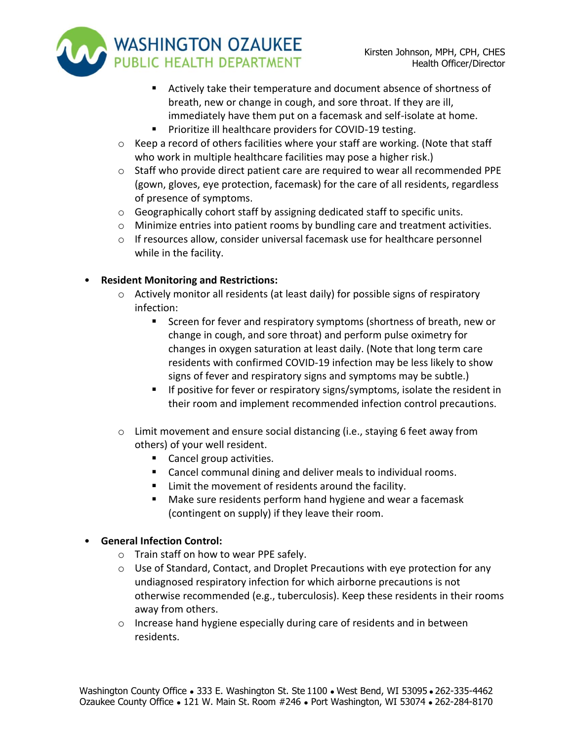- Actively take their temperature and document absence of shortness of breath, new or change in cough, and sore throat. If they are ill, immediately have them put on a facemask and self-isolate at home.
        - Prioritize ill healthcare providers for COVID-19 testing.
    - Keep a record of others facilities where your staff are working. (Note that staff who work in multiple healthcare facilities may pose a higher risk.)
    - Staff who provide direct patient care are required to wear all recommended PPE (gown, gloves, eye protection, facemask) for the care of all residents, regardless of presence of symptoms.
    - Geographically cohort staff by assigning dedicated staff to specific units.
    - Minimize entries into patient rooms by bundling care and treatment activities.
    - If resources allow, consider universal facemask use for healthcare personnel while in the facility.

- **Resident Monitoring and Restrictions:**
    - Actively monitor all residents (at least daily) for possible signs of respiratory infection:
        - Screen for fever and respiratory symptoms (shortness of breath, new or change in cough, and sore throat) and perform pulse oximetry for changes in oxygen saturation at least daily. (Note that long term care residents with confirmed COVID-19 infection may be less likely to show signs of fever and respiratory signs and symptoms may be subtle.)
        - If positive for fever or respiratory signs/symptoms, isolate the resident in their room and implement recommended infection control precautions.

    - Limit movement and ensure social distancing (i.e., staying 6 feet away from others) of your well resident.
        - Cancel group activities.
        - Cancel communal dining and deliver meals to individual rooms.
        - Limit the movement of residents around the facility.
        - Make sure residents perform hand hygiene and wear a facemask (contingent on supply) if they leave their room.

- **General Infection Control:**
    - Train staff on how to wear PPE safely.
    - Use of Standard, Contact, and Droplet Precautions with eye protection for any undiagnosed respiratory infection for which airborne precautions is not otherwise recommended (e.g., tuberculosis). Keep these residents in their rooms away from others.
    - Increase hand hygiene especially during care of residents and in between residents.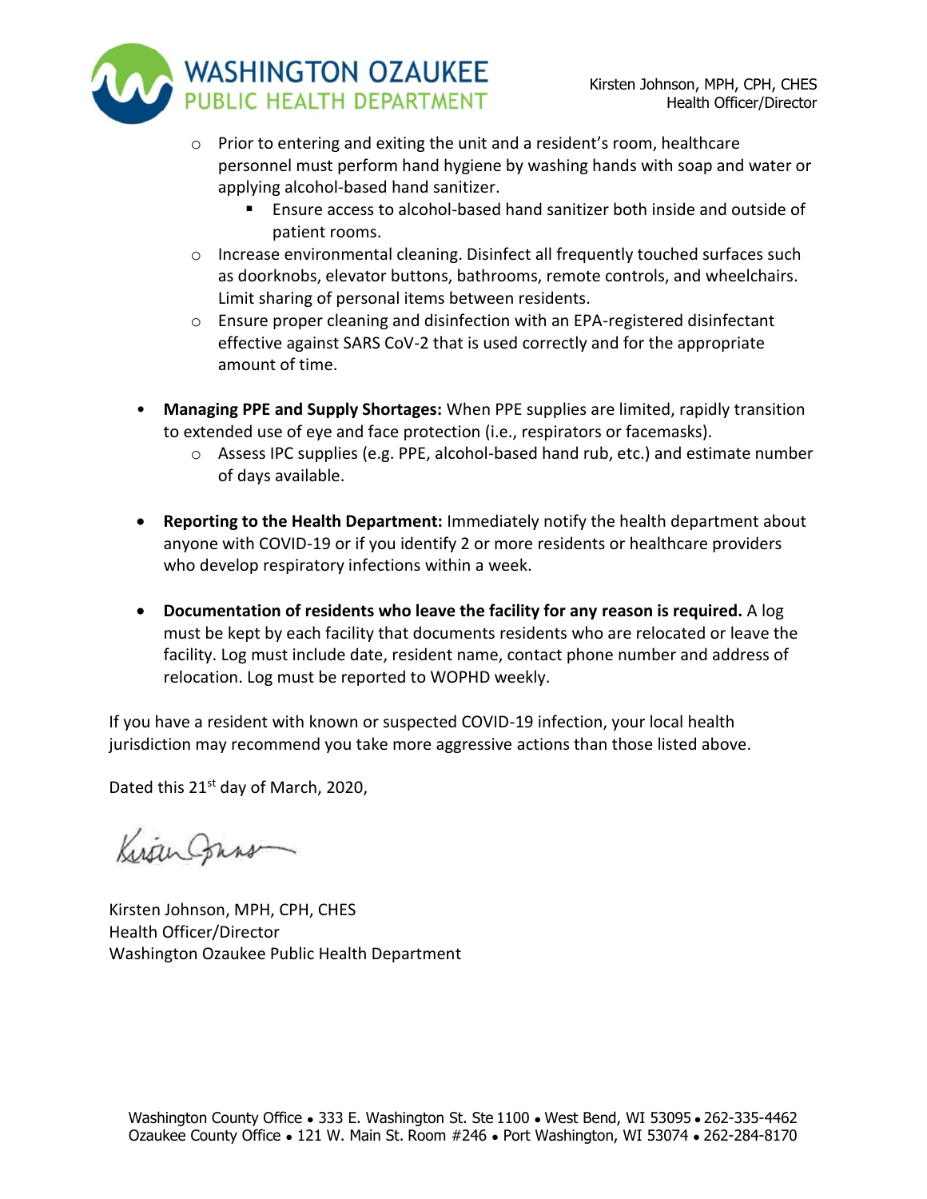- Prior to entering and exiting the unit and a resident's room, healthcare personnel must perform hand hygiene by washing hands with soap and water or applying alcohol-based hand sanitizer.
    - Ensure access to alcohol-based hand sanitizer both inside and outside of patient rooms.
  - Increase environmental cleaning. Disinfect all frequently touched surfaces such as doorknobs, elevator buttons, bathrooms, remote controls, and wheelchairs. Limit sharing of personal items between residents.
  - Ensure proper cleaning and disinfection with an EPA-registered disinfectant effective against SARS CoV-2 that is used correctly and for the appropriate amount of time.

- **Managing PPE and Supply Shortages:** When PPE supplies are limited, rapidly transition to extended use of eye and face protection (i.e., respirators or facemasks).
  - Assess IPC supplies (e.g. PPE, alcohol-based hand rub, etc.) and estimate number of days available.

- **Reporting to the Health Department:** Immediately notify the health department about anyone with COVID-19 or if you identify 2 or more residents or healthcare providers who develop respiratory infections within a week.

- **Documentation of residents who leave the facility for any reason is required.** A log must be kept by each facility that documents residents who are relocated or leave the facility. Log must include date, resident name, contact phone number and address of relocation. Log must be reported to WOPHD weekly.

If you have a resident with known or suspected COVID-19 infection, your local health jurisdiction may recommend you take more aggressive actions than those listed above.

Dated this 21st day of March, 2020,

Kirsten Johnson, MPH, CPH, CHES
Health Officer/Director
Washington Ozaukee Public Health Department